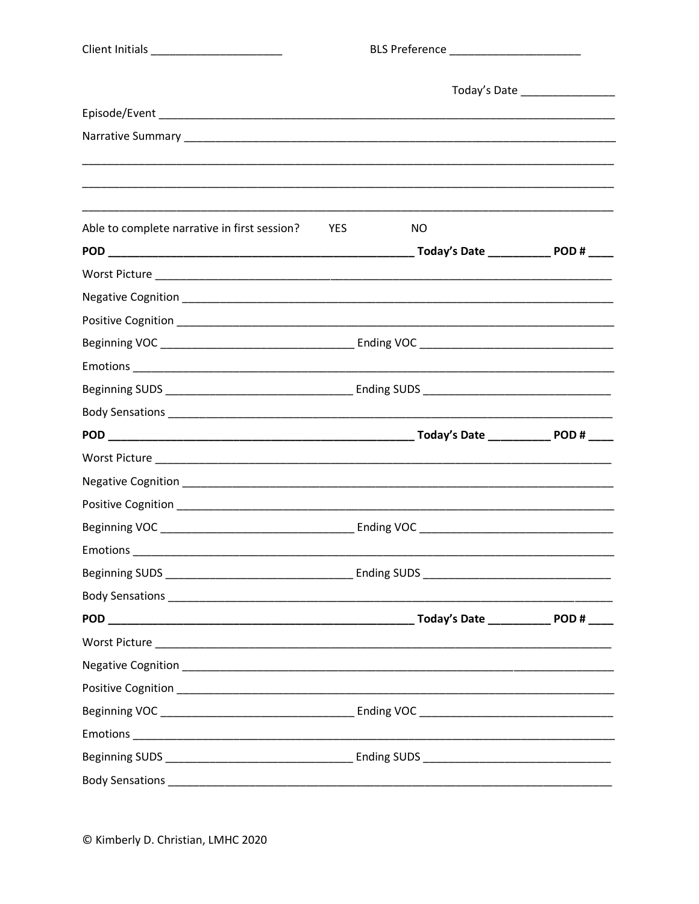Client Initials ____________________ BLS Preference ____________________

Today's Date ______________

Episode/Event ________________________________________________________________________

Narrative Summary ____________________________________________________________________

_____________________________________________________________________________________

_____________________________________________________________________________________

_____________________________________________________________________________________

Able to complete narrative in first session? YES NO

**POD ______________________________________________ Today's Date __________ POD # ____**

Worst Picture ________________________________________________________________________

Negative Cognition ___________________________________________________________________

Positive Cognition ___________________________________________________________________

Beginning VOC ______________________________ Ending VOC ______________________________

Emotions _____________________________________________________________________________

Beginning SUDS _____________________________ Ending SUDS _____________________________

Body Sensations ______________________________________________________________________

**POD ______________________________________________ Today's Date __________ POD # ____**

Worst Picture ________________________________________________________________________

Negative Cognition ___________________________________________________________________

Positive Cognition ___________________________________________________________________

Beginning VOC ______________________________ Ending VOC ______________________________

Emotions _____________________________________________________________________________

Beginning SUDS _____________________________ Ending SUDS _____________________________

Body Sensations ______________________________________________________________________

**POD ______________________________________________ Today's Date __________ POD # ____**

Worst Picture ________________________________________________________________________

Negative Cognition ___________________________________________________________________

Positive Cognition ___________________________________________________________________

Beginning VOC ______________________________ Ending VOC ______________________________

Emotions _____________________________________________________________________________

Beginning SUDS _____________________________ Ending SUDS _____________________________

Body Sensations ______________________________________________________________________

© Kimberly D. Christian, LMHC 2020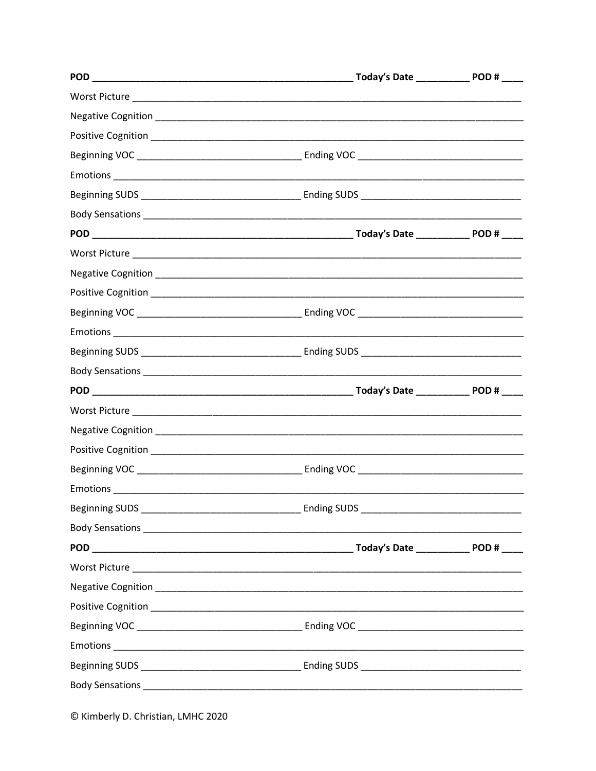**POD** ________________________________________________ **Today's Date** __________ **POD #** ____

Worst Picture ____________________________________________________________________________

Negative Cognition ________________________________________________________________________

Positive Cognition ________________________________________________________________________

Beginning VOC ______________________________ Ending VOC ______________________________

Emotions _________________________________________________________________________________

Beginning SUDS _____________________________ Ending SUDS _____________________________

Body Sensations ___________________________________________________________________________

**POD** ________________________________________________ **Today's Date** __________ **POD #** ____

Worst Picture ____________________________________________________________________________

Negative Cognition ________________________________________________________________________

Positive Cognition ________________________________________________________________________

Beginning VOC ______________________________ Ending VOC ______________________________

Emotions _________________________________________________________________________________

Beginning SUDS _____________________________ Ending SUDS _____________________________

Body Sensations ___________________________________________________________________________

**POD** ________________________________________________ **Today's Date** __________ **POD #** ____

Worst Picture ____________________________________________________________________________

Negative Cognition ________________________________________________________________________

Positive Cognition ________________________________________________________________________

Beginning VOC ______________________________ Ending VOC ______________________________

Emotions _________________________________________________________________________________

Beginning SUDS _____________________________ Ending SUDS _____________________________

Body Sensations ___________________________________________________________________________

**POD** ________________________________________________ **Today's Date** __________ **POD #** ____

Worst Picture ____________________________________________________________________________

Negative Cognition ________________________________________________________________________

Positive Cognition ________________________________________________________________________

Beginning VOC ______________________________ Ending VOC ______________________________

Emotions _________________________________________________________________________________

Beginning SUDS _____________________________ Ending SUDS _____________________________

Body Sensations ___________________________________________________________________________

© Kimberly D. Christian, LMHC 2020